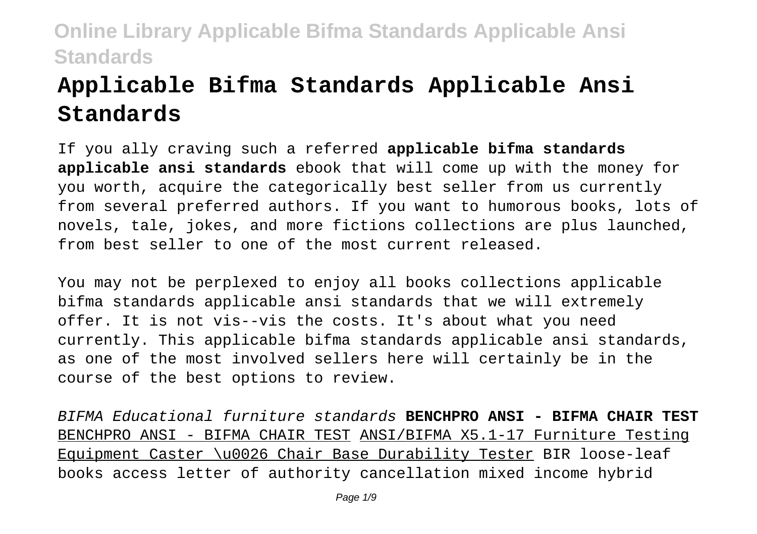# Applicable Bifma Standards Applicable Ansi Standards

If you ally craving such a referred **applicable bifma standards applicable ansi standards** ebook that will come up with the money for you worth, acquire the categorically best seller from us currently from several preferred authors. If you want to humorous books, lots of novels, tale, jokes, and more fictions collections are plus launched, from best seller to one of the most current released.

You may not be perplexed to enjoy all books collections applicable bifma standards applicable ansi standards that we will extremely offer. It is not vis--vis the costs. It's about what you need currently. This applicable bifma standards applicable ansi standards, as one of the most involved sellers here will certainly be in the course of the best options to review.

*BIFMA Educational furniture standards* **BENCHPRO ANSI - BIFMA CHAIR TEST** BENCHPRO ANSI - BIFMA CHAIR TEST ANSI/BIFMA X5.1-17 Furniture Testing Equipment Caster \u0026 Chair Base Durability Tester BIR loose-leaf books access letter of authority cancellation mixed income hybrid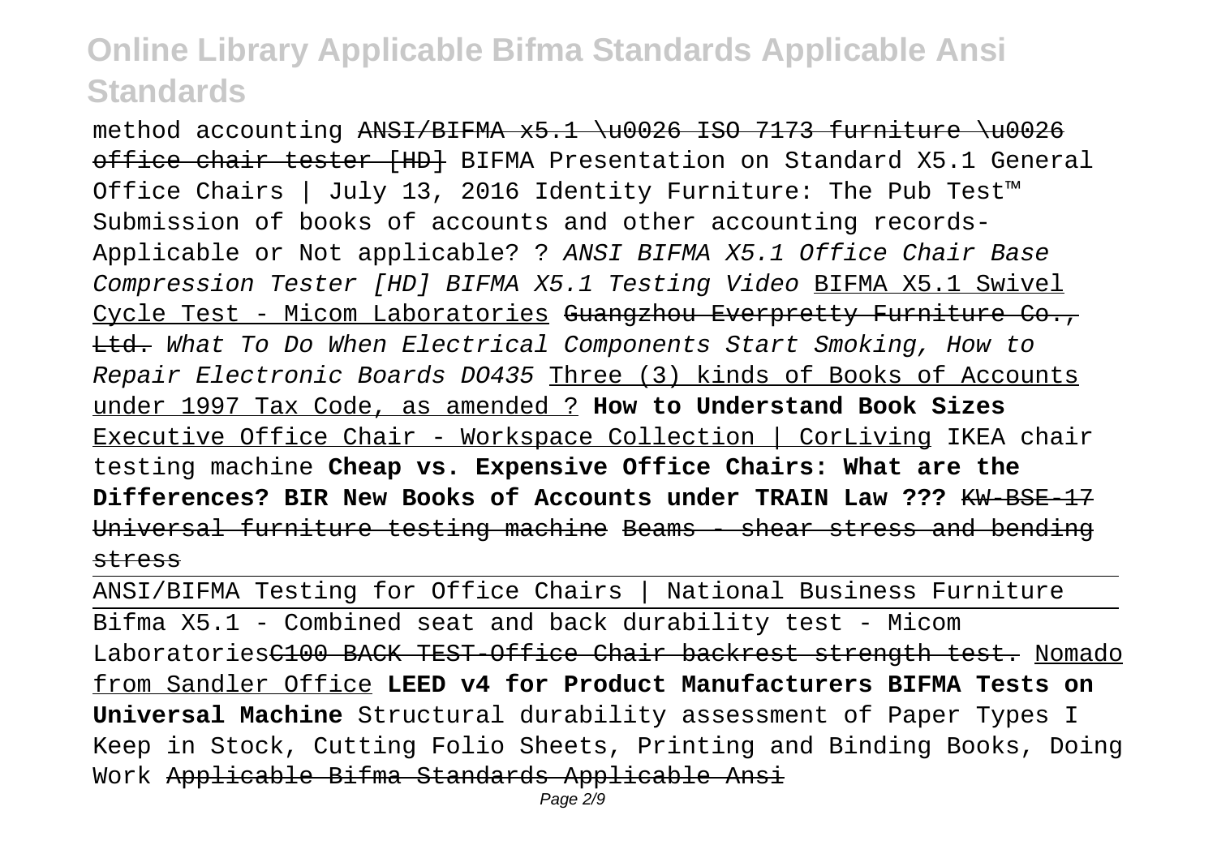method accounting ~~ANSI/BIFMA x5.1 \u0026 ISO 7173 furniture \u0026 office chair tester [HD]~~ BIFMA Presentation on Standard X5.1 General Office Chairs | July 13, 2016 Identity Furniture: The Pub Test™ Submission of books of accounts and other accounting records- Applicable or Not applicable? ? *ANSI BIFMA X5.1 Office Chair Base Compression Tester [HD] BIFMA X5.1 Testing Video* BIFMA X5.1 Swivel Cycle Test - Micom Laboratories ~~Guangzhou Everpretty Furniture Co., Ltd.~~ *What To Do When Electrical Components Start Smoking, How to Repair Electronic Boards DO435* Three (3) kinds of Books of Accounts under 1997 Tax Code, as amended ? **How to Understand Book Sizes** Executive Office Chair - Workspace Collection | CorLiving IKEA chair testing machine **Cheap vs. Expensive Office Chairs: What are the Differences? BIR New Books of Accounts under TRAIN Law ???** ~~KW-BSE-17 Universal furniture testing machine~~ ~~Beams - shear stress and bending stress~~

ANSI/BIFMA Testing for Office Chairs | National Business Furniture

Bifma X5.1 - Combined seat and back durability test - Micom Laboratories~~C100 BACK TEST-Office Chair backrest strength test.~~ Nomado from Sandler Office **LEED v4 for Product Manufacturers BIFMA Tests on Universal Machine** Structural durability assessment of Paper Types I Keep in Stock, Cutting Folio Sheets, Printing and Binding Books, Doing Work ~~Applicable Bifma Standards Applicable Ansi~~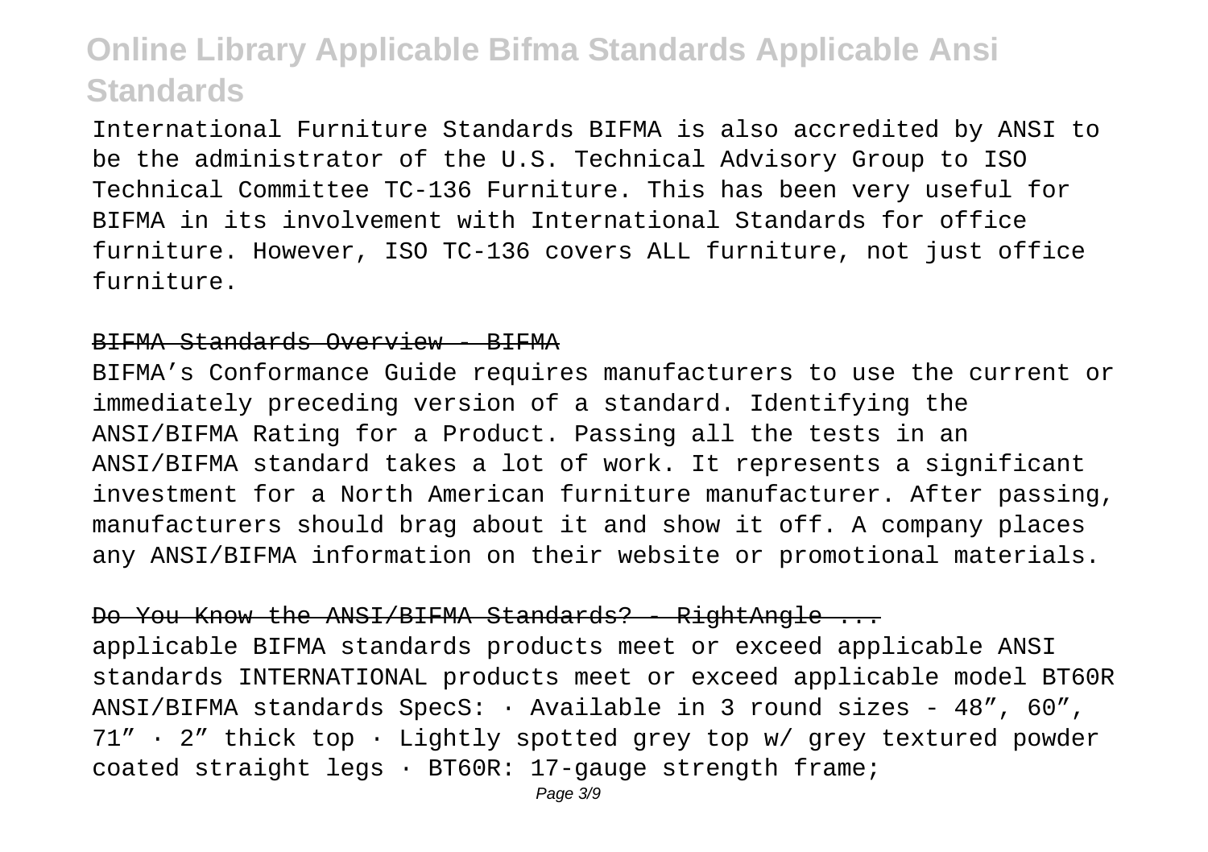International Furniture Standards BIFMA is also accredited by ANSI to be the administrator of the U.S. Technical Advisory Group to ISO Technical Committee TC-136 Furniture. This has been very useful for BIFMA in its involvement with International Standards for office furniture. However, ISO TC-136 covers ALL furniture, not just office furniture.

~~BIFMA Standards Overview - BIFMA~~

BIFMA's Conformance Guide requires manufacturers to use the current or immediately preceding version of a standard. Identifying the ANSI/BIFMA Rating for a Product. Passing all the tests in an ANSI/BIFMA standard takes a lot of work. It represents a significant investment for a North American furniture manufacturer. After passing, manufacturers should brag about it and show it off. A company places any ANSI/BIFMA information on their website or promotional materials.

~~Do You Know the ANSI/BIFMA Standards? - RightAngle ...~~

applicable BIFMA standards products meet or exceed applicable ANSI standards INTERNATIONAL products meet or exceed applicable model BT60R ANSI/BIFMA standards SpecS: · Available in 3 round sizes - 48", 60", 71" · 2" thick top · Lightly spotted grey top w/ grey textured powder coated straight legs · BT60R: 17-gauge strength frame;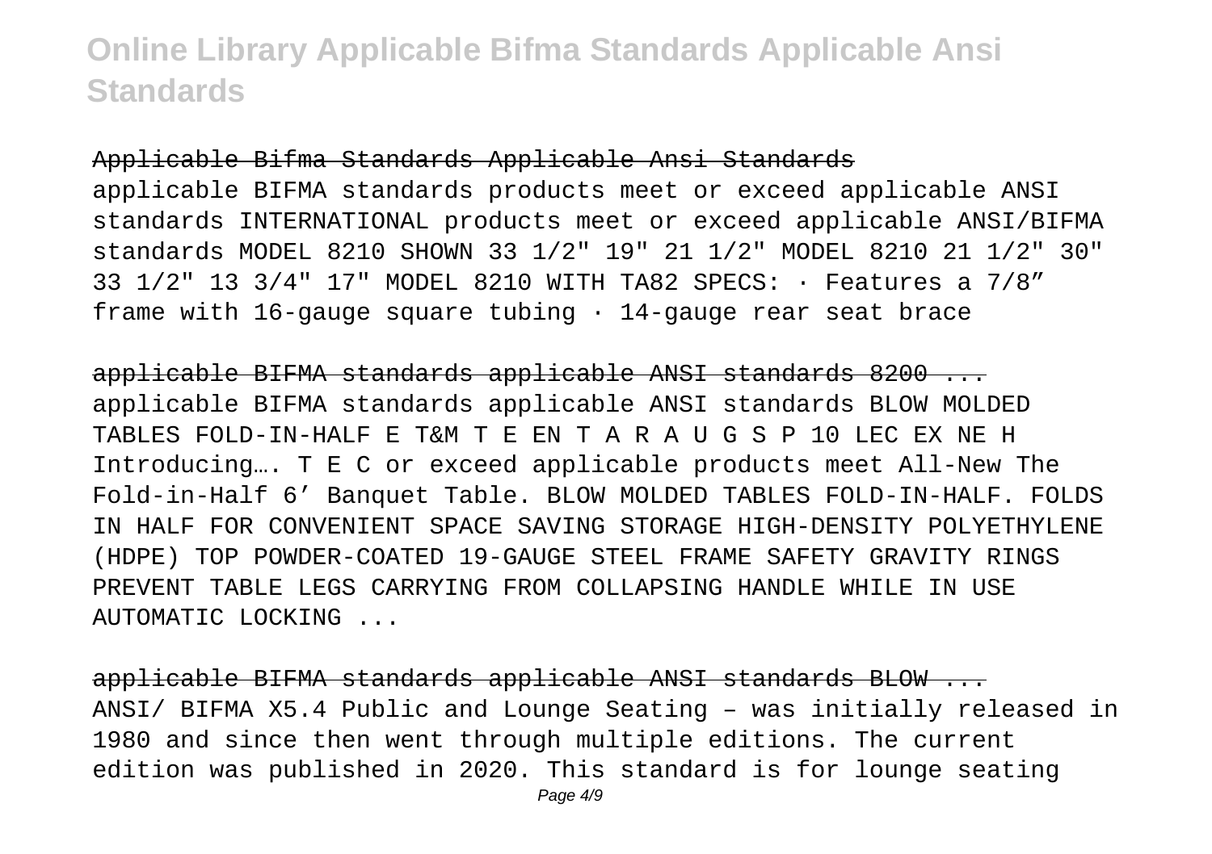### Applicable Bifma Standards Applicable Ansi Standards

applicable BIFMA standards products meet or exceed applicable ANSI standards INTERNATIONAL products meet or exceed applicable ANSI/BIFMA standards MODEL 8210 SHOWN 33 1/2" 19" 21 1/2" MODEL 8210 21 1/2" 30" 33 1/2" 13 3/4" 17" MODEL 8210 WITH TA82 SPECS: · Features a 7/8″ frame with 16-gauge square tubing · 14-gauge rear seat brace

### applicable BIFMA standards applicable ANSI standards 8200 ...

applicable BIFMA standards applicable ANSI standards BLOW MOLDED TABLES FOLD-IN-HALF E T&M T E EN T A R A U G S P 10 LEC EX NE H Introducing…. T E C or exceed applicable products meet All-New The Fold-in-Half 6′ Banquet Table. BLOW MOLDED TABLES FOLD-IN-HALF. FOLDS IN HALF FOR CONVENIENT SPACE SAVING STORAGE HIGH-DENSITY POLYETHYLENE (HDPE) TOP POWDER-COATED 19-GAUGE STEEL FRAME SAFETY GRAVITY RINGS PREVENT TABLE LEGS CARRYING FROM COLLAPSING HANDLE WHILE IN USE AUTOMATIC LOCKING ...

### applicable BIFMA standards applicable ANSI standards BLOW ...

ANSI/ BIFMA X5.4 Public and Lounge Seating – was initially released in 1980 and since then went through multiple editions. The current edition was published in 2020. This standard is for lounge seating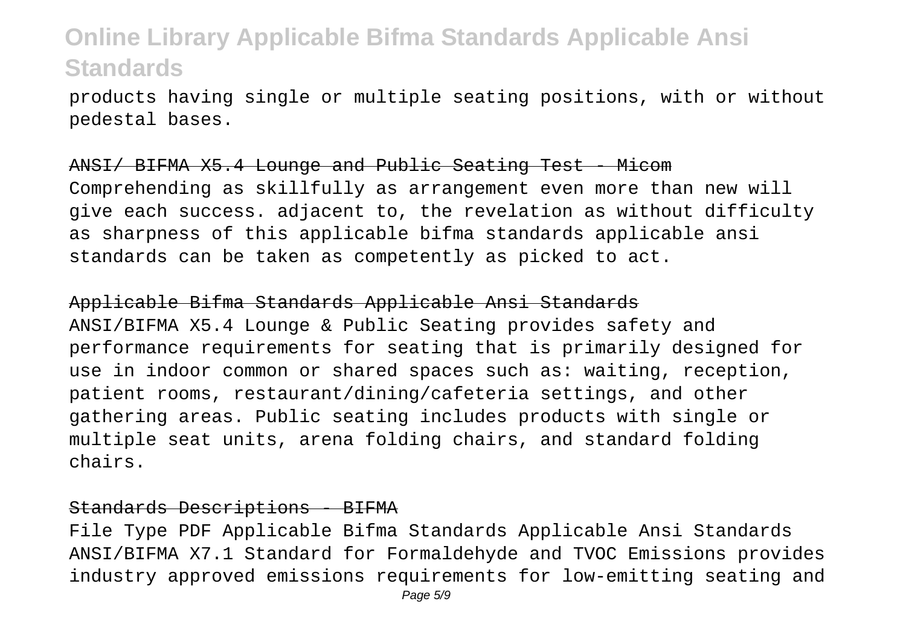products having single or multiple seating positions, with or without pedestal bases.

~~ANSI/ BIFMA X5.4 Lounge and Public Seating Test - Micom~~

Comprehending as skillfully as arrangement even more than new will give each success. adjacent to, the revelation as without difficulty as sharpness of this applicable bifma standards applicable ansi standards can be taken as competently as picked to act.

~~Applicable Bifma Standards Applicable Ansi Standards~~

ANSI/BIFMA X5.4 Lounge & Public Seating provides safety and performance requirements for seating that is primarily designed for use in indoor common or shared spaces such as: waiting, reception, patient rooms, restaurant/dining/cafeteria settings, and other gathering areas. Public seating includes products with single or multiple seat units, arena folding chairs, and standard folding chairs.

~~Standards Descriptions - BIFMA~~

File Type PDF Applicable Bifma Standards Applicable Ansi Standards ANSI/BIFMA X7.1 Standard for Formaldehyde and TVOC Emissions provides industry approved emissions requirements for low-emitting seating and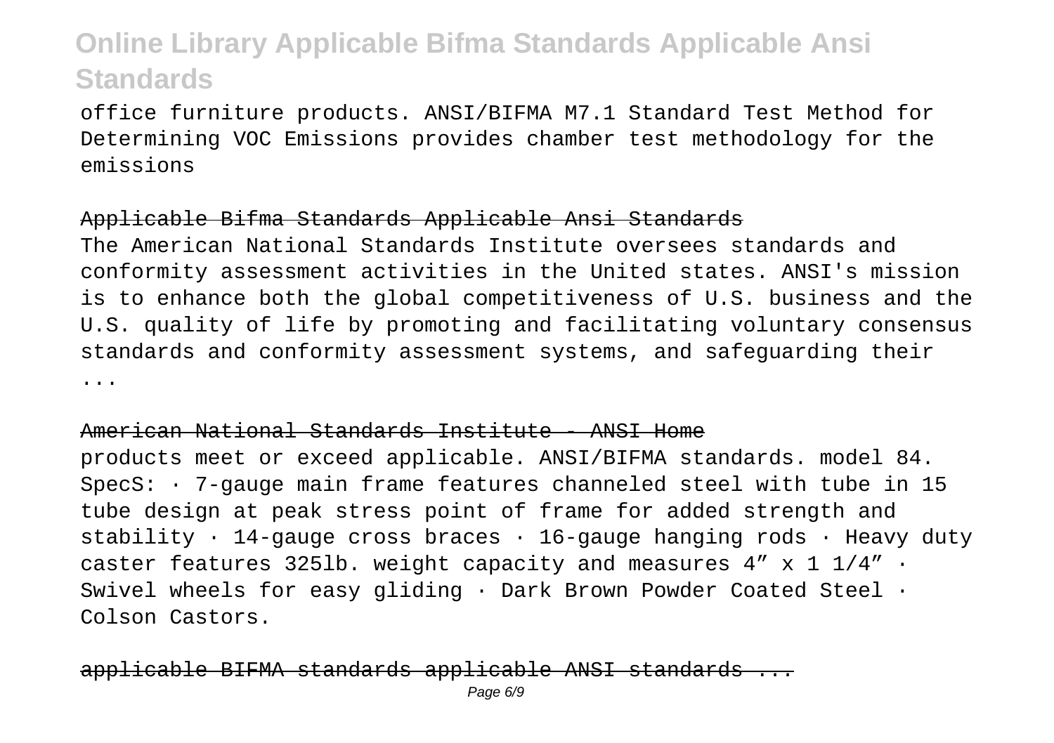office furniture products. ANSI/BIFMA M7.1 Standard Test Method for Determining VOC Emissions provides chamber test methodology for the emissions

## Applicable Bifma Standards Applicable Ansi Standards

The American National Standards Institute oversees standards and conformity assessment activities in the United states. ANSI's mission is to enhance both the global competitiveness of U.S. business and the U.S. quality of life by promoting and facilitating voluntary consensus standards and conformity assessment systems, and safeguarding their ...

## American National Standards Institute - ANSI Home

products meet or exceed applicable. ANSI/BIFMA standards. model 84. SpecS: · 7-gauge main frame features channeled steel with tube in 15 tube design at peak stress point of frame for added strength and stability · 14-gauge cross braces · 16-gauge hanging rods · Heavy duty caster features 325lb. weight capacity and measures 4″ x 1 1/4″ · Swivel wheels for easy gliding · Dark Brown Powder Coated Steel · Colson Castors.

## applicable BIFMA standards applicable ANSI standards ...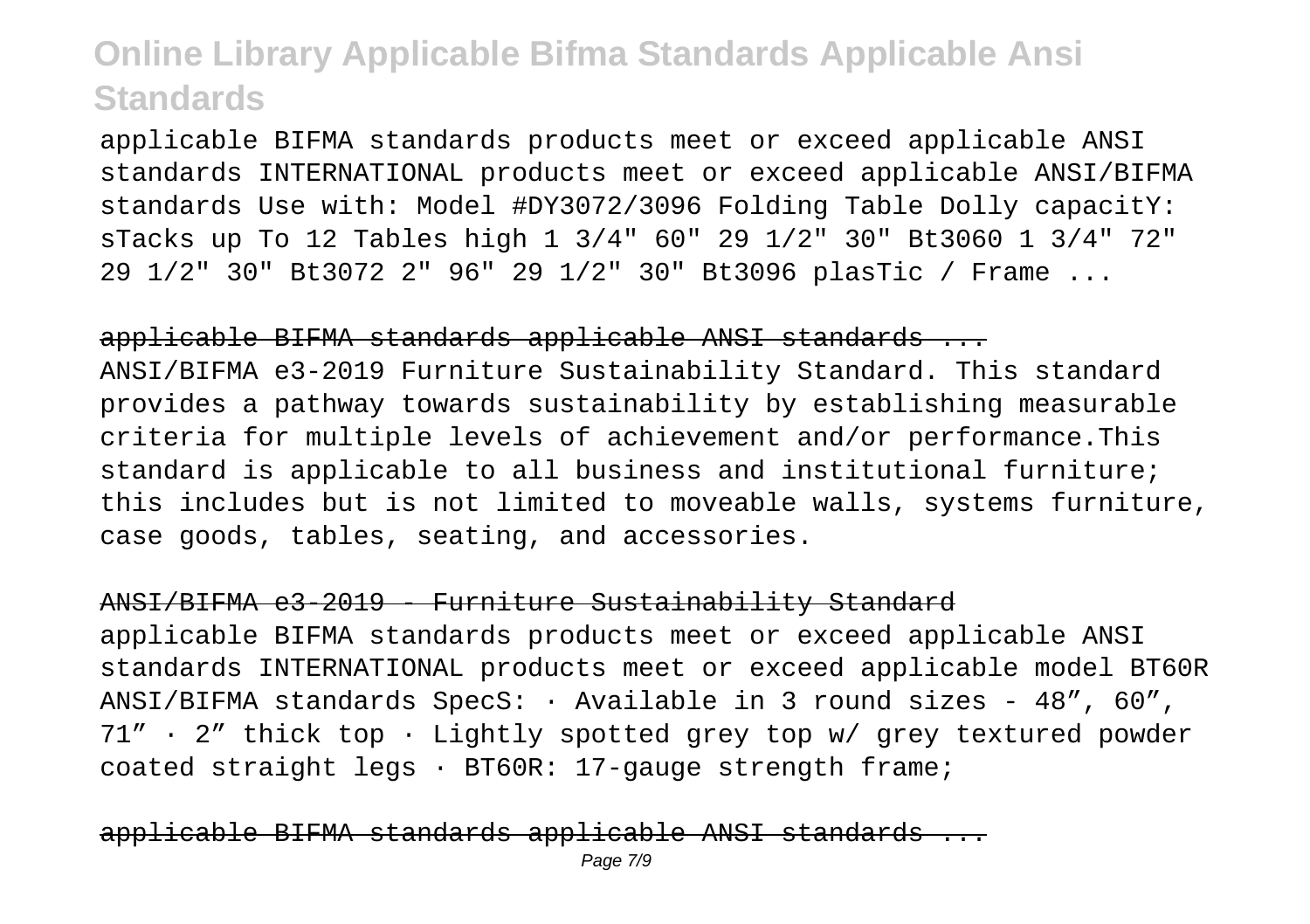applicable BIFMA standards products meet or exceed applicable ANSI standards INTERNATIONAL products meet or exceed applicable ANSI/BIFMA standards Use with: Model #DY3072/3096 Folding Table Dolly capacitY: sTacks up To 12 Tables high 1 3/4" 60" 29 1/2" 30" Bt3060 1 3/4" 72" 29 1/2" 30" Bt3072 2" 96" 29 1/2" 30" Bt3096 plasTic / Frame ...

~~applicable BIFMA standards applicable ANSI standards ...~~

ANSI/BIFMA e3-2019 Furniture Sustainability Standard. This standard provides a pathway towards sustainability by establishing measurable criteria for multiple levels of achievement and/or performance.This standard is applicable to all business and institutional furniture; this includes but is not limited to moveable walls, systems furniture, case goods, tables, seating, and accessories.

~~ANSI/BIFMA e3-2019 - Furniture Sustainability Standard~~

applicable BIFMA standards products meet or exceed applicable ANSI standards INTERNATIONAL products meet or exceed applicable model BT60R ANSI/BIFMA standards SpecS: · Available in 3 round sizes - 48", 60", 71" · 2" thick top · Lightly spotted grey top w/ grey textured powder coated straight legs · BT60R: 17-gauge strength frame;

~~applicable BIFMA standards applicable ANSI standards ...~~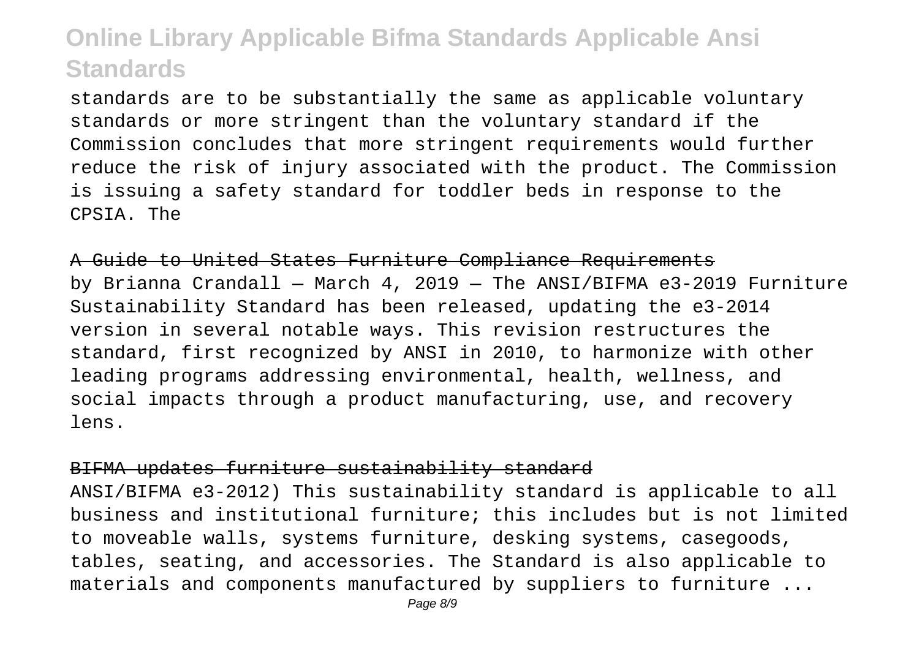standards are to be substantially the same as applicable voluntary standards or more stringent than the voluntary standard if the Commission concludes that more stringent requirements would further reduce the risk of injury associated with the product. The Commission is issuing a safety standard for toddler beds in response to the CPSIA. The

## A Guide to United States Furniture Compliance Requirements

by Brianna Crandall — March 4, 2019 — The ANSI/BIFMA e3-2019 Furniture Sustainability Standard has been released, updating the e3-2014 version in several notable ways. This revision restructures the standard, first recognized by ANSI in 2010, to harmonize with other leading programs addressing environmental, health, wellness, and social impacts through a product manufacturing, use, and recovery lens.

## BIFMA updates furniture sustainability standard

ANSI/BIFMA e3-2012) This sustainability standard is applicable to all business and institutional furniture; this includes but is not limited to moveable walls, systems furniture, desking systems, casegoods, tables, seating, and accessories. The Standard is also applicable to materials and components manufactured by suppliers to furniture ...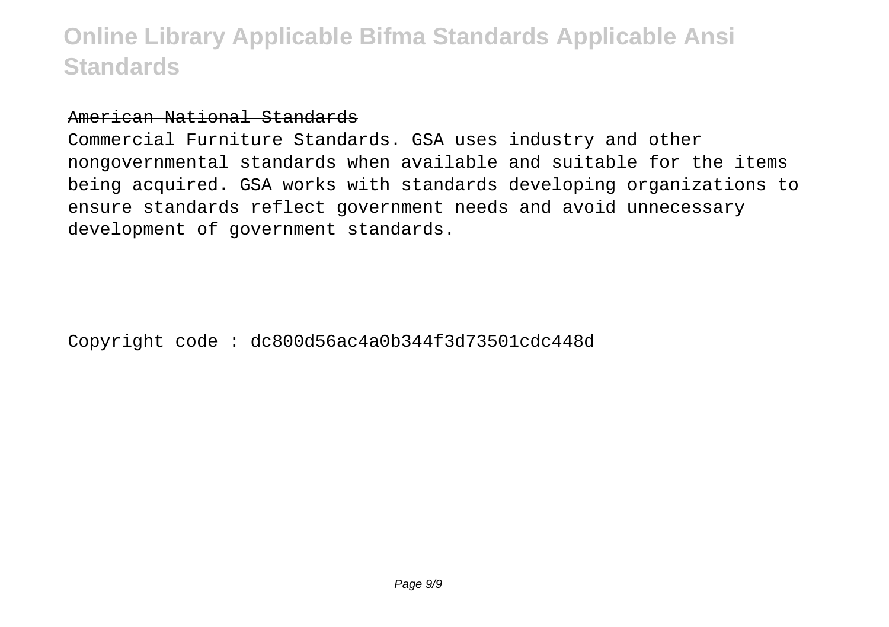American National Standards

Commercial Furniture Standards. GSA uses industry and other nongovernmental standards when available and suitable for the items being acquired. GSA works with standards developing organizations to ensure standards reflect government needs and avoid unnecessary development of government standards.

Copyright code : dc800d56ac4a0b344f3d73501cdc448d